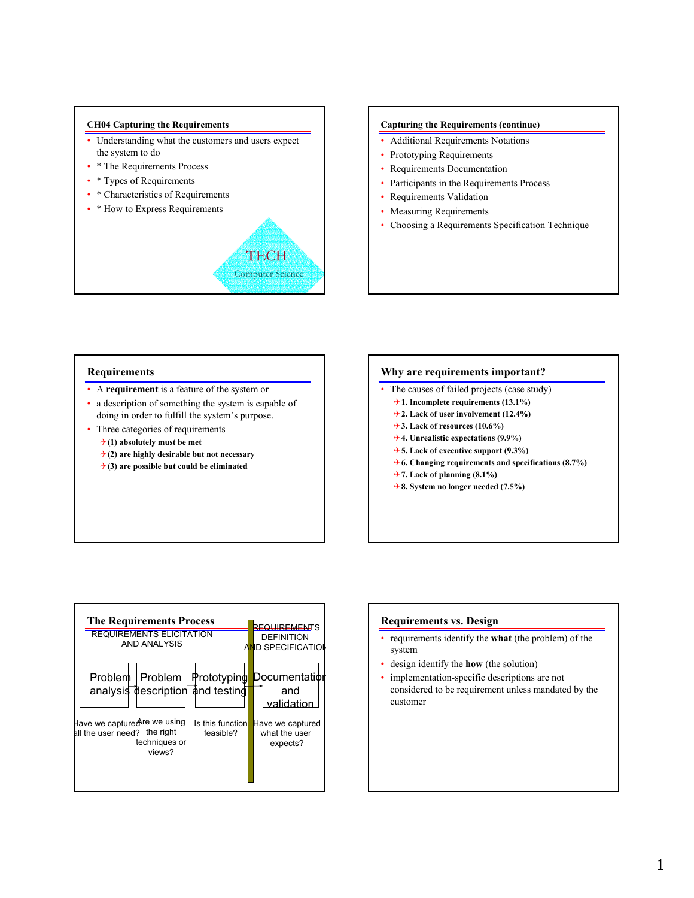## CH04 Capturing the Requirements

- Understanding what the customers and users expect the system to do
- * The Requirements Process
- * Types of Requirements
- * Characteristics of Requirements
- * How to Express Requirements

TECH

Computer Science

## Capturing the Requirements (continue)

- Additional Requirements Notations
- Prototyping Requirements
- Requirements Documentation
- Participants in the Requirements Process
- Requirements Validation
- Measuring Requirements
- Choosing a Requirements Specification Technique

## Requirements

- A **requirement** is a feature of the system or
- a description of something the system is capable of doing in order to fulfill the system's purpose.
- Three categories of requirements
  - **(1) absolutely must be met**
  - **(2) are highly desirable but not necessary**
  - **(3) are possible but could be eliminated**

## Why are requirements important?

- The causes of failed projects (case study)
  - **1. Incomplete requirements (13.1%)**
  - **2. Lack of user involvement (12.4%)**
  - **3. Lack of resources (10.6%)**
  - **4. Unrealistic expectations (9.9%)**
  - **5. Lack of executive support (9.3%)**
  - **6. Changing requirements and specifications (8.7%)**
  - **7. Lack of planning (8.1%)**
  - **8. System no longer needed (7.5%)**

## The Requirements Process

REQUIREMENTS ELICITATION AND ANALYSIS

REQUIREMENTS DEFINITION AND SPECIFICATION

| Problem analysis | Problem description | Prototyping and testing | Documentation and validation |
|---|---|---|---|
| Have we captured all the user need? | Are we using the right techniques or views? | Is this function feasible? | Have we captured what the user expects? |

## Requirements vs. Design

- requirements identify the **what** (the problem) of the system
- design identify the **how** (the solution)
- implementation-specific descriptions are not considered to be requirement unless mandated by the customer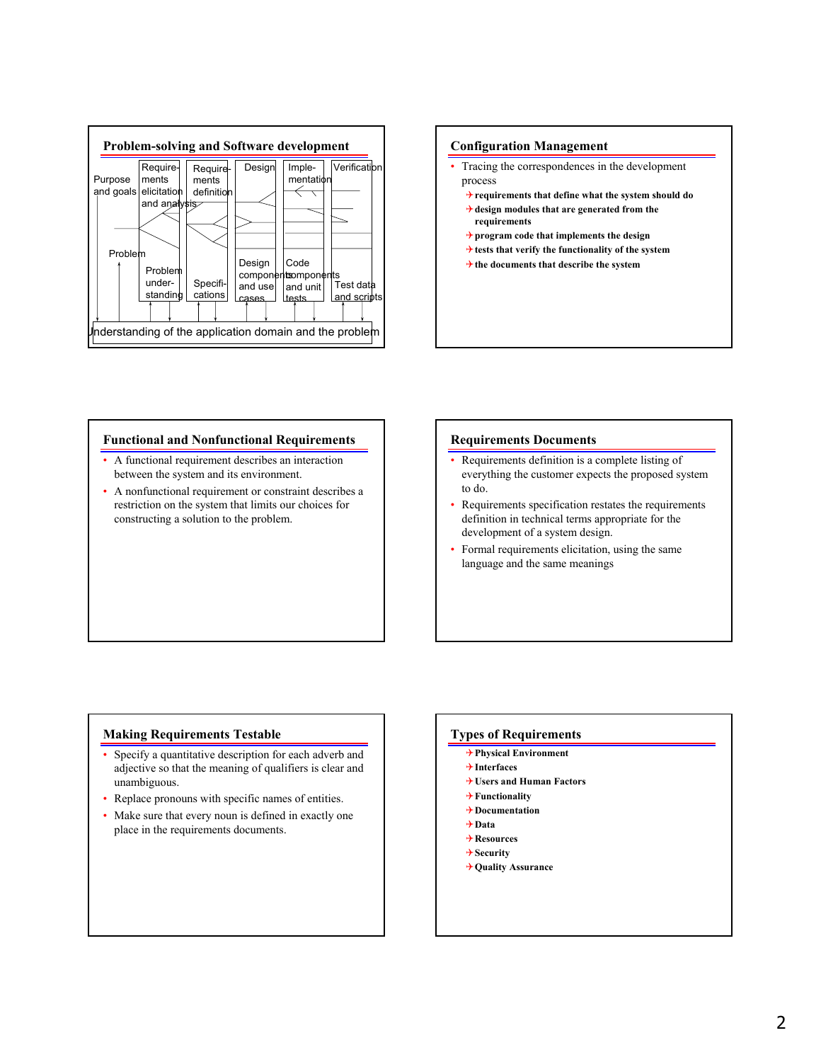## Problem-solving and Software development

Purpose and goals | Requirements elicitation and analysis | Requirements definition | Design | Implementation | Verification

Problem | Problem understanding | Specifications | Design components and use cases | Code components and unit tests | Test data and scripts

Understanding of the application domain and the problem

## Configuration Management

- Tracing the correspondences in the development process
  - **requirements that define what the system should do**
  - **design modules that are generated from the requirements**
  - **program code that implements the design**
  - **tests that verify the functionality of the system**
  - **the documents that describe the system**

## Functional and Nonfunctional Requirements

- A functional requirement describes an interaction between the system and its environment.
- A nonfunctional requirement or constraint describes a restriction on the system that limits our choices for constructing a solution to the problem.

## Requirements Documents

- Requirements definition is a complete listing of everything the customer expects the proposed system to do.
- Requirements specification restates the requirements definition in technical terms appropriate for the development of a system design.
- Formal requirements elicitation, using the same language and the same meanings

## Making Requirements Testable

- Specify a quantitative description for each adverb and adjective so that the meaning of qualifiers is clear and unambiguous.
- Replace pronouns with specific names of entities.
- Make sure that every noun is defined in exactly one place in the requirements documents.

## Types of Requirements

- **Physical Environment**
- **Interfaces**
- **Users and Human Factors**
- **Functionality**
- **Documentation**
- **Data**
- **Resources**
- **Security**
- **Quality Assurance**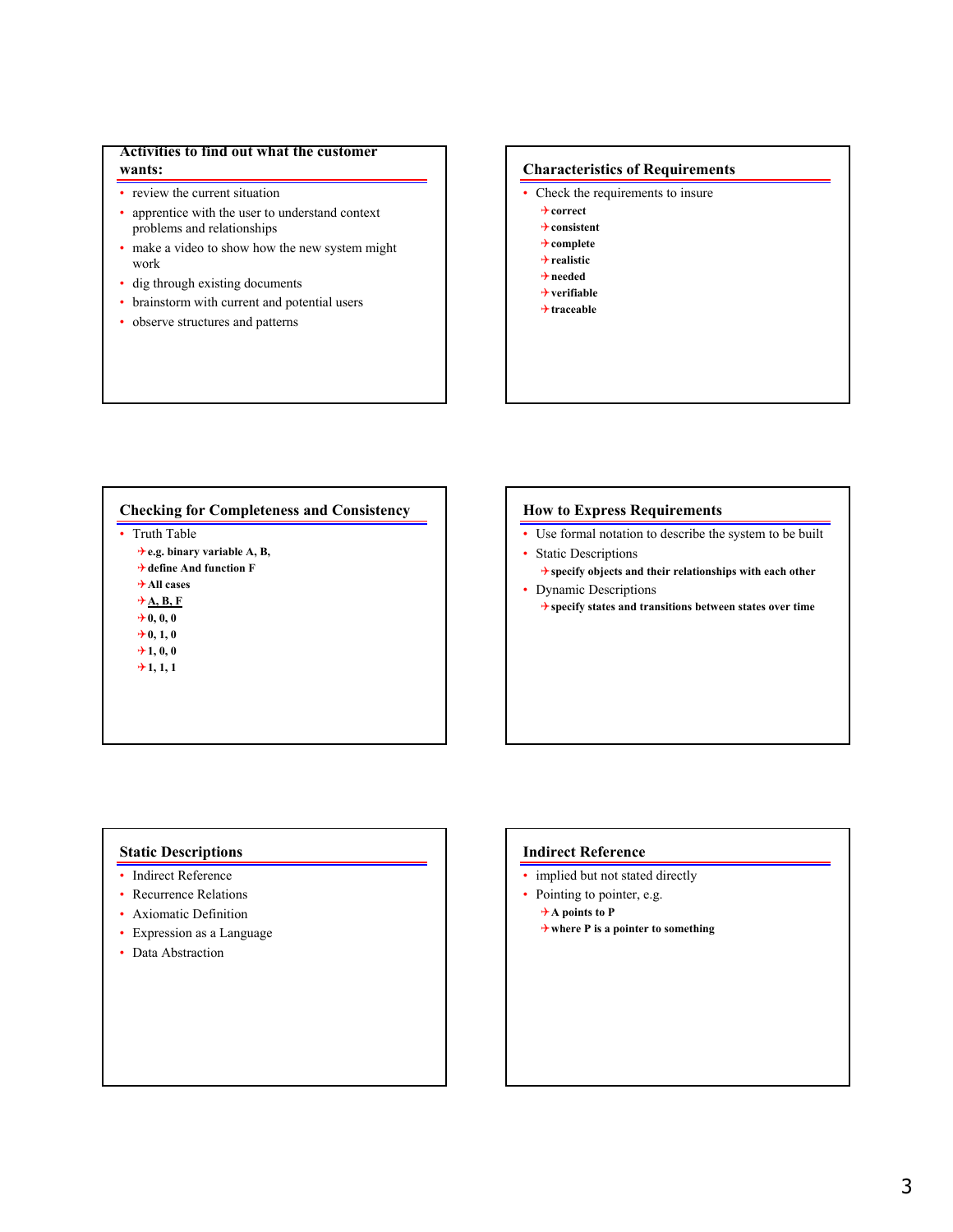## Activities to find out what the customer wants:

- review the current situation
- apprentice with the user to understand context problems and relationships
- make a video to show how the new system might work
- dig through existing documents
- brainstorm with current and potential users
- observe structures and patterns

## Characteristics of Requirements

- Check the requirements to insure
  - **correct**
  - **consistent**
  - **complete**
  - **realistic**
  - **needed**
  - **verifiable**
  - **traceable**

## Checking for Completeness and Consistency

- Truth Table
  - **e.g. binary variable A, B,**
  - **define And function F**
  - **All cases**
  - **A, B, F**
  - **0, 0, 0**
  - **0, 1, 0**
  - **1, 0, 0**
  - **1, 1, 1**

## How to Express Requirements

- Use formal notation to describe the system to be built
- Static Descriptions
  - **specify objects and their relationships with each other**
- Dynamic Descriptions
  - **specify states and transitions between states over time**

## Static Descriptions

- Indirect Reference
- Recurrence Relations
- Axiomatic Definition
- Expression as a Language
- Data Abstraction

## Indirect Reference

- implied but not stated directly
- Pointing to pointer, e.g.
  - **A points to P**
  - **where P is a pointer to something**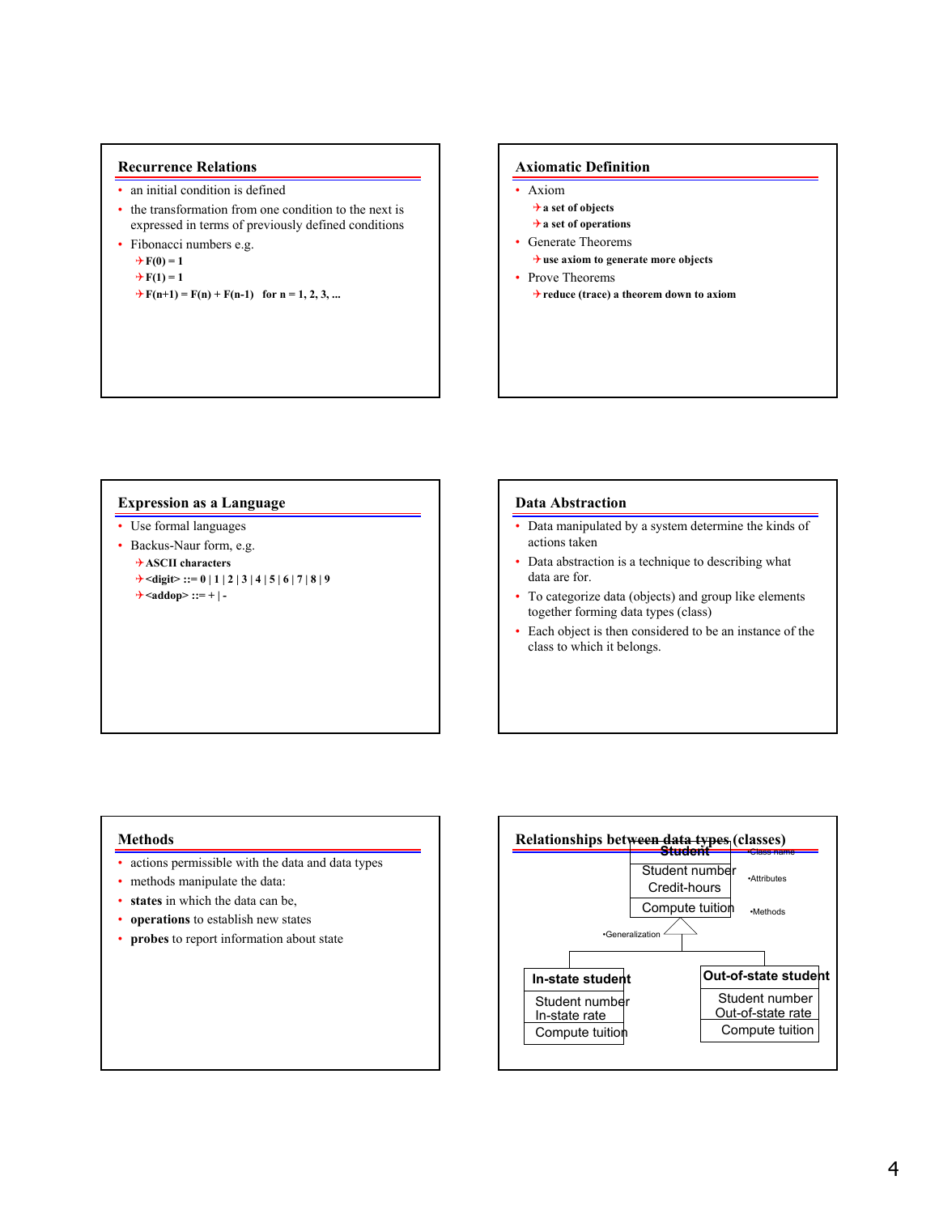## Recurrence Relations

- an initial condition is defined
- the transformation from one condition to the next is expressed in terms of previously defined conditions
- Fibonacci numbers e.g.
  - **$F(0) = 1$**
  - **$F(1) = 1$**
  - **$F(n+1) = F(n) + F(n-1)$ for $n = 1, 2, 3, \ldots$**

## Axiomatic Definition

- Axiom
  - **a set of objects**
  - **a set of operations**
- Generate Theorems
  - **use axiom to generate more objects**
- Prove Theorems
  - **reduce (trace) a theorem down to axiom**

## Expression as a Language

- Use formal languages
- Backus-Naur form, e.g.
  - **ASCII characters**
  - **<digit> ::= 0 | 1 | 2 | 3 | 4 | 5 | 6 | 7 | 8 | 9**
  - **<addop> ::= + | -**

## Data Abstraction

- Data manipulated by a system determine the kinds of actions taken
- Data abstraction is a technique to describing what data are for.
- To categorize data (objects) and group like elements together forming data types (class)
- Each object is then considered to be an instance of the class to which it belongs.

## Methods

- actions permissible with the data and data types
- methods manipulate the data:
- **states** in which the data can be,
- **operations** to establish new states
- **probes** to report information about state

## Relationships between data types (classes)

| Student |
|---|
| Student number<br>Credit-hours |
| Compute tuition |

•Class name
•Attributes
•Methods
•Generalization

| In-state student |
|---|
| Student number<br>In-state rate |
| Compute tuition |

| Out-of-state student |
|---|
| Student number<br>Out-of-state rate |
| Compute tuition |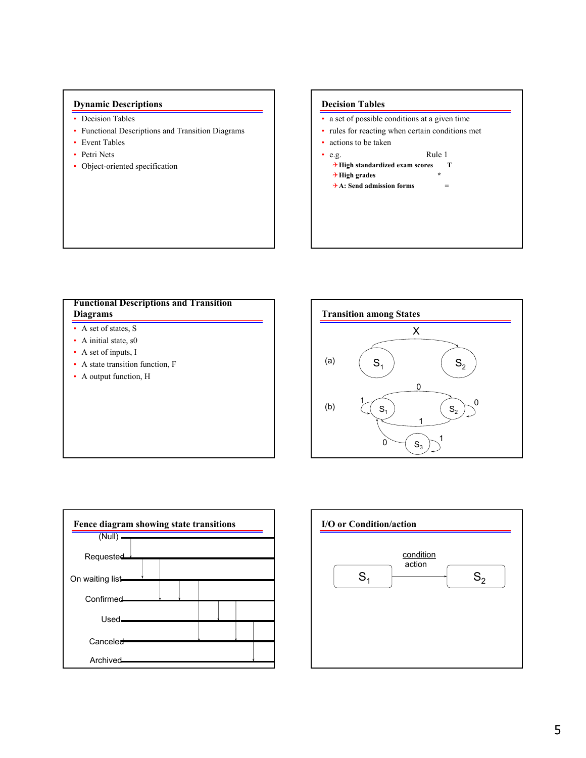## Dynamic Descriptions

- Decision Tables
- Functional Descriptions and Transition Diagrams
- Event Tables
- Petri Nets
- Object-oriented specification

## Decision Tables

- a set of possible conditions at a given time
- rules for reacting when certain conditions met
- actions to be taken
- e.g.

| | Rule 1 |
|---|---|
| **High standardized exam scores** | **T** |
| **High grades** | * |
| **A: Send admission forms** | = |

## Functional Descriptions and Transition Diagrams

- A set of states, S
- A initial state, s0
- A set of inputs, I
- A state transition function, F
- A output function, H

## Transition among States

(a) $S_1$ —X→ $S_2$

(b) $S_1$, $S_2$, $S_3$ with transitions labeled 0 and 1

## Fence diagram showing state transitions

(Null)

Requested

On waiting list

Confirmed

Used

Canceled

Archived

## I/O or Condition/action

$S_1$ —condition / action→ $S_2$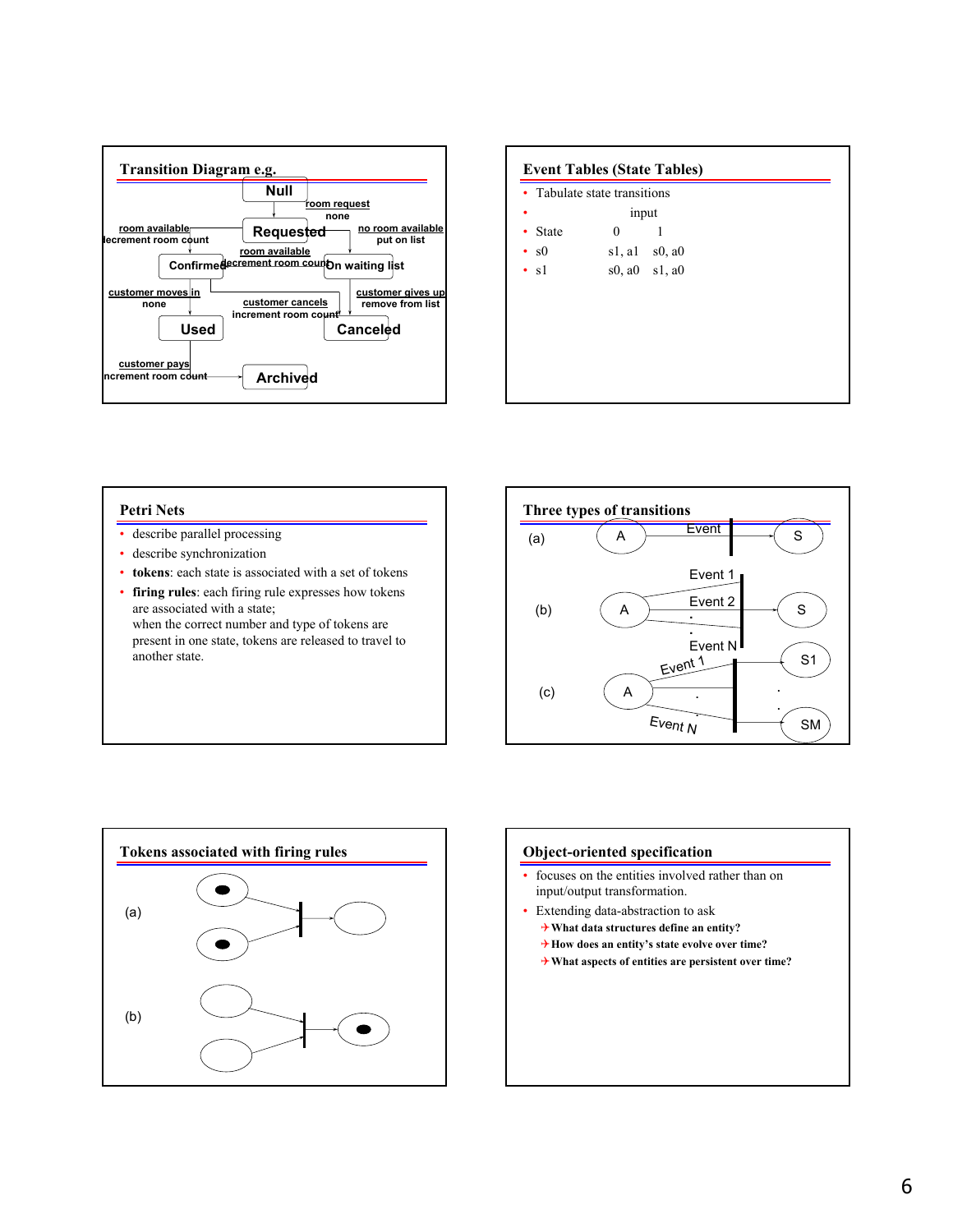## Transition Diagram e.g.

Null

room request
none

room available
decrement room count

Requested

no room available
put on list

room available
decrement room count

Confirmed

On waiting list

customer moves in
none

customer cancels
increment room count

customer gives up
remove from list

Used

Canceled

customer pays
increment room count

Archived

## Event Tables (State Tables)

- Tabulate state transitions

| State | input 0 | input 1 |
|---|---|---|
| s0 | s1, a1 | s0, a0 |
| s1 | s0, a0 | s1, a0 |

## Petri Nets

- describe parallel processing
- describe synchronization
- **tokens**: each state is associated with a set of tokens
- **firing rules**: each firing rule expresses how tokens are associated with a state;
  when the correct number and type of tokens are present in one state, tokens are released to travel to another state.

## Three types of transitions

(a) A — Event — S

(b) A — Event 1, Event 2, . . ., Event N — S

(c) A — Event 1 . . . Event N — S1 . . . SM

## Tokens associated with firing rules

(a)

(b)

## Object-oriented specification

- focuses on the entities involved rather than on input/output transformation.
- Extending data-abstraction to ask
  - **What data structures define an entity?**
  - **How does an entity's state evolve over time?**
  - **What aspects of entities are persistent over time?**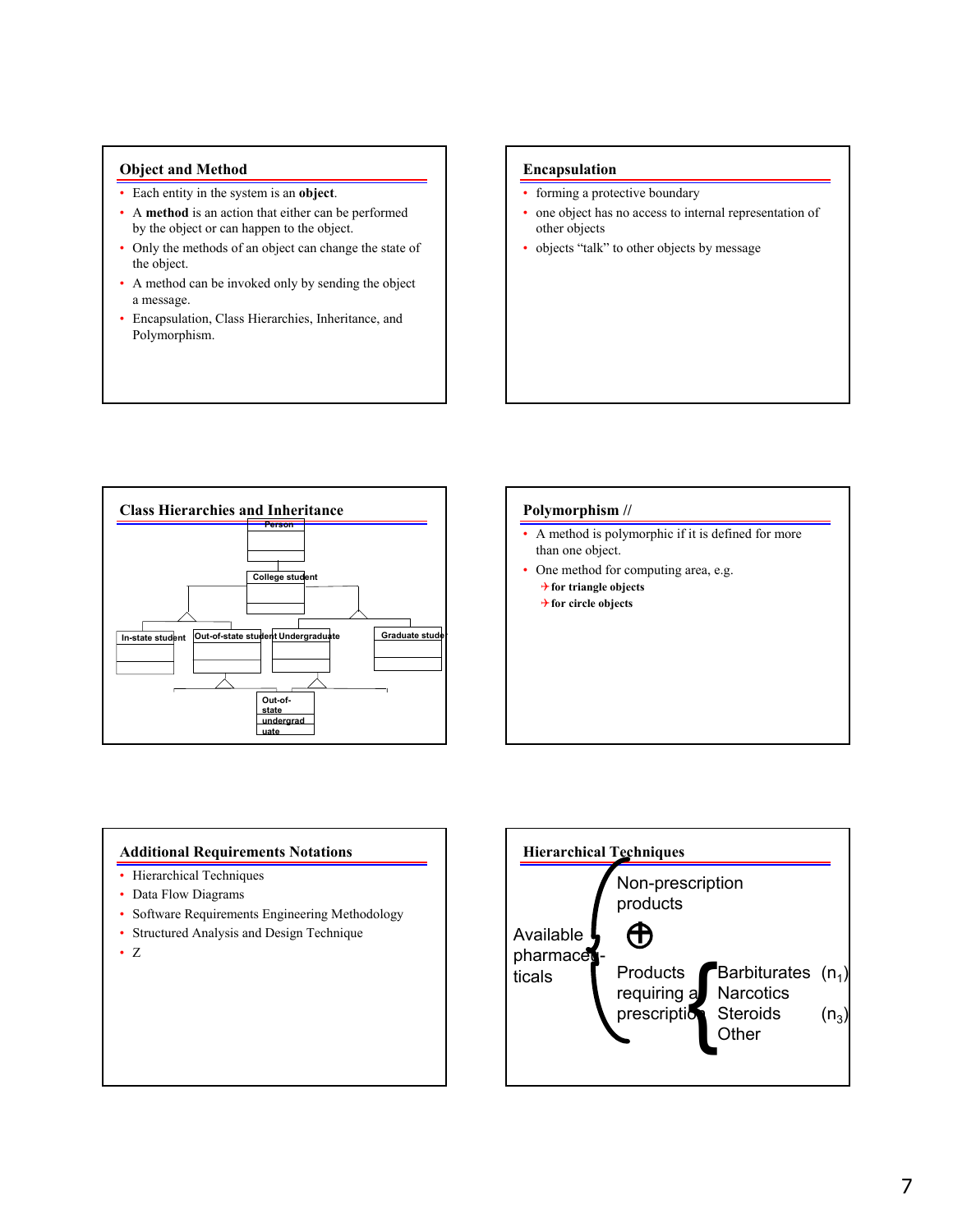## Object and Method

- Each entity in the system is an **object**.
- A **method** is an action that either can be performed by the object or can happen to the object.
- Only the methods of an object can change the state of the object.
- A method can be invoked only by sending the object a message.
- Encapsulation, Class Hierarchies, Inheritance, and Polymorphism.

## Encapsulation

- forming a protective boundary
- one object has no access to internal representation of other objects
- objects “talk” to other objects by message

## Class Hierarchies and Inheritance

Person

College student

In-state student | Out-of-state student | Undergraduate | Graduate stude

Out-of-state undergraduate

## Polymorphism //

- A method is polymorphic if it is defined for more than one object.
- One method for computing area, e.g.
  - **for triangle objects**
  - **for circle objects**

## Additional Requirements Notations

- Hierarchical Techniques
- Data Flow Diagrams
- Software Requirements Engineering Methodology
- Structured Analysis and Design Technique
- Z

## Hierarchical Techniques

Available pharmaceuticals
- Non-prescription products
- ⊕
- Products requiring a prescription
  - Barbiturates ($n_1$)
  - Narcotics
  - Steroids ($n_3$)
  - Other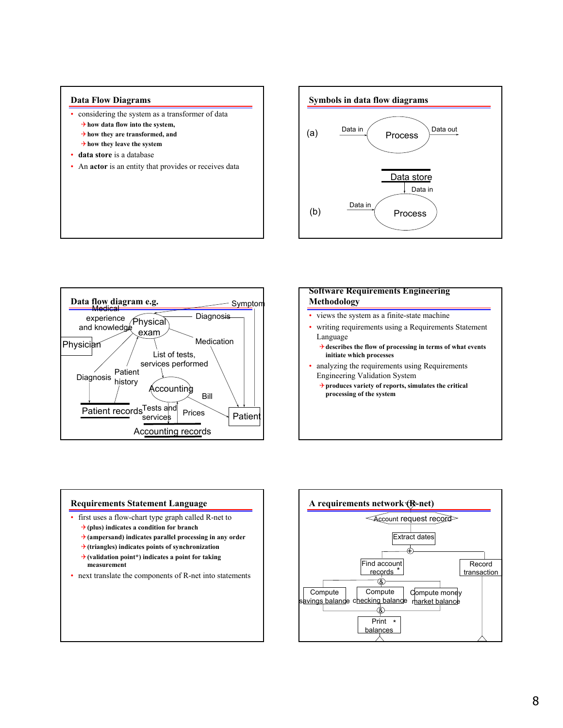## Data Flow Diagrams

- considering the system as a transformer of data
  - how data flow into the system,
  - how they are transformed, and
  - how they leave the system
- **data store** is a database
- An **actor** is an entity that provides or receives data

## Symbols in data flow diagrams

(a) Data in → Process → Data out

(b) Data store; Data in → Process; Data in → Process

## Data flow diagram e.g.

Medical experience and knowledge, Physician, Physical exam, Symptom, Diagnosis, Medication, List of tests, services performed, Diagnosis, Patient history, Accounting, Bill, Patient records, Tests and services, Prices, Patient, Accounting records

## Software Requirements Engineering Methodology

- views the system as a finite-state machine
- writing requirements using a Requirements Statement Language
  - describes the flow of processing in terms of what events initiate which processes
- analyzing the requirements using Requirements Engineering Validation System
  - produces variety of reports, simulates the critical processing of the system

## Requirements Statement Language

- first uses a flow-chart type graph called R-net to
  - (plus) indicates a condition for branch
  - (ampersand) indicates parallel processing in any order
  - (triangles) indicates points of synchronization
  - (validation point*) indicates a point for taking measurement
- next translate the components of R-net into statements

## A requirements network (R-net)

Account request record → Extract dates → (+) → Find account records * / Record transaction

Find account records → (&) → Compute savings balance, Compute checking balance, Compute money market balance → (&) → Print balances *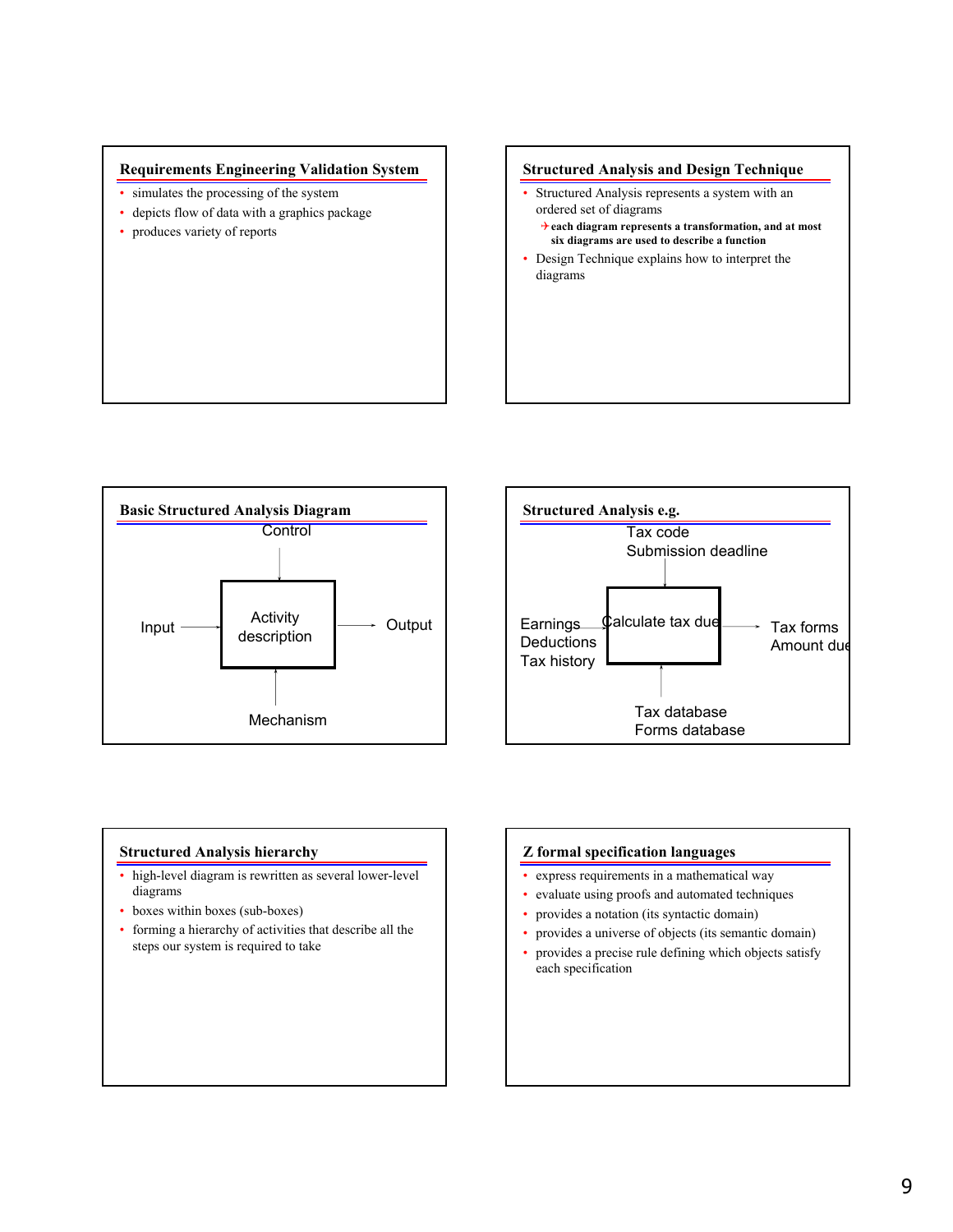## Requirements Engineering Validation System

- simulates the processing of the system
- depicts flow of data with a graphics package
- produces variety of reports

## Structured Analysis and Design Technique

- Structured Analysis represents a system with an ordered set of diagrams
  - **each diagram represents a transformation, and at most six diagrams are used to describe a function**
- Design Technique explains how to interpret the diagrams

## Basic Structured Analysis Diagram

Control

Input → Activity description → Output

Mechanism

## Structured Analysis e.g.

Tax code
Submission deadline

Earnings
Deductions
Tax history → Calculate tax due → Tax forms
Amount due

Tax database
Forms database

## Structured Analysis hierarchy

- high-level diagram is rewritten as several lower-level diagrams
- boxes within boxes (sub-boxes)
- forming a hierarchy of activities that describe all the steps our system is required to take

## Z formal specification languages

- express requirements in a mathematical way
- evaluate using proofs and automated techniques
- provides a notation (its syntactic domain)
- provides a universe of objects (its semantic domain)
- provides a precise rule defining which objects satisfy each specification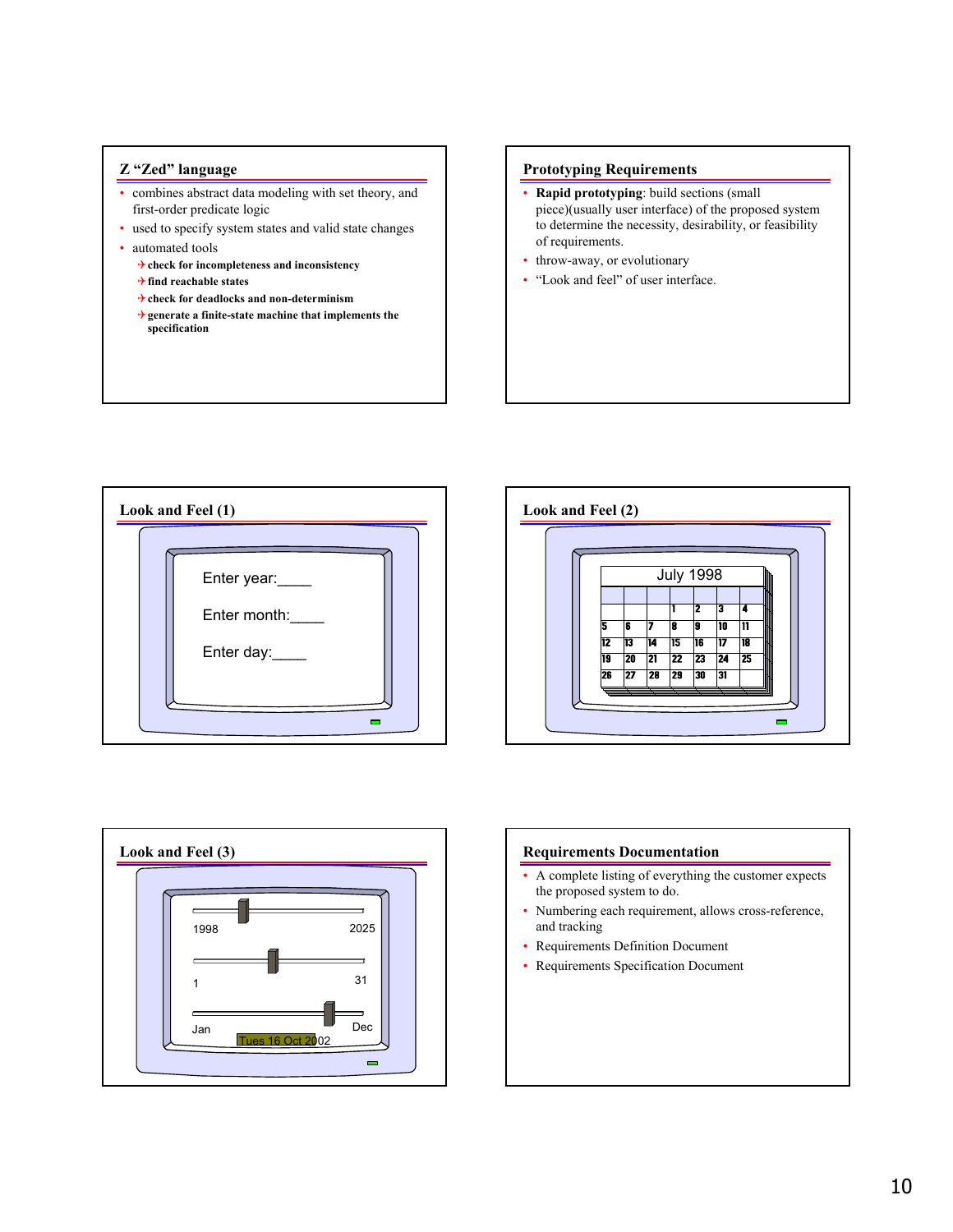## Z "Zed" language

- combines abstract data modeling with set theory, and first-order predicate logic
- used to specify system states and valid state changes
- automated tools
  - **check for incompleteness and inconsistency**
  - **find reachable states**
  - **check for deadlocks and non-determinism**
  - **generate a finite-state machine that implements the specification**

## Prototyping Requirements

- **Rapid prototyping**: build sections (small piece)(usually user interface) of the proposed system to determine the necessity, desirability, or feasibility of requirements.
- throw-away, or evolutionary
- "Look and feel" of user interface.

## Look and Feel (1)

Enter year:____

Enter month:____

Enter day:____

## Look and Feel (2)

July 1998

| | | | | | | |
|---|---|---|---|---|---|---|
| | | | 1 | 2 | 3 | 4 |
| 5 | 6 | 7 | 8 | 9 | 10 | 11 |
| 12 | 13 | 14 | 15 | 16 | 17 | 18 |
| 19 | 20 | 21 | 22 | 23 | 24 | 25 |
| 26 | 27 | 28 | 29 | 30 | 31 | |

## Look and Feel (3)

1998 — 2025

1 — 31

Jan — Dec

Tues 16 Oct 2002

## Requirements Documentation

- A complete listing of everything the customer expects the proposed system to do.
- Numbering each requirement, allows cross-reference, and tracking
- Requirements Definition Document
- Requirements Specification Document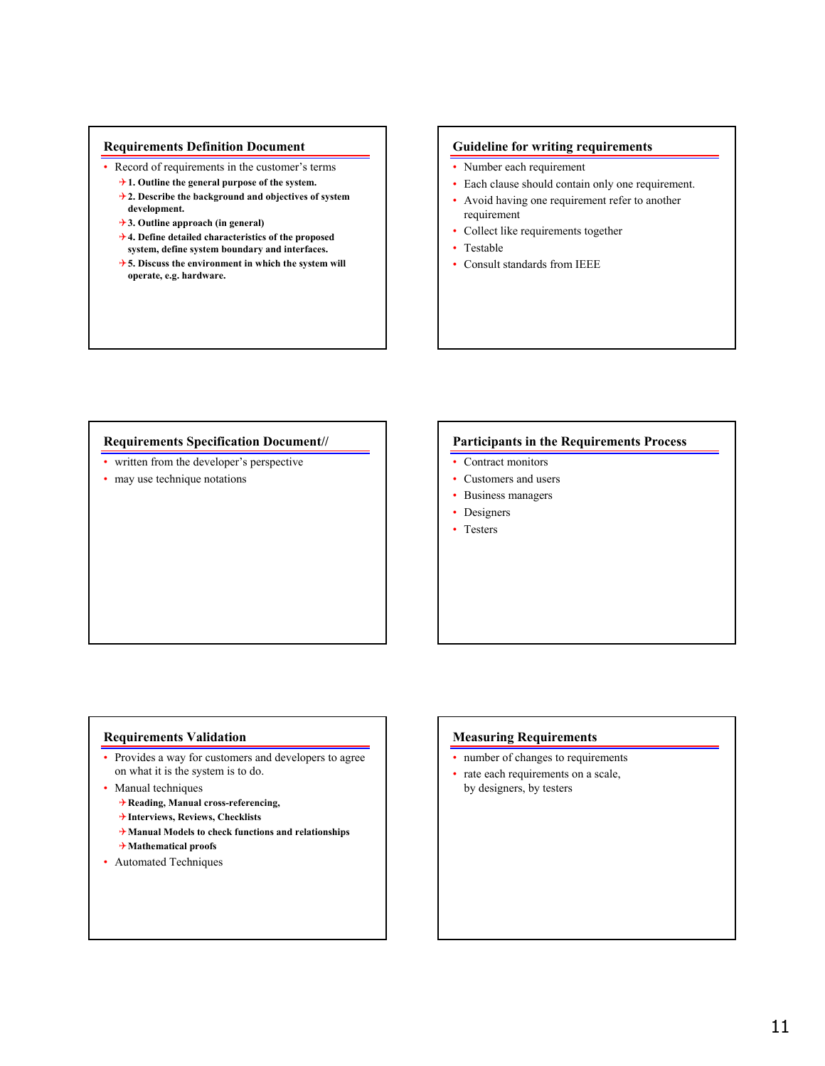## Requirements Definition Document

- Record of requirements in the customer's terms
  - **1. Outline the general purpose of the system.**
  - **2. Describe the background and objectives of system development.**
  - **3. Outline approach (in general)**
  - **4. Define detailed characteristics of the proposed system, define system boundary and interfaces.**
  - **5. Discuss the environment in which the system will operate, e.g. hardware.**

## Guideline for writing requirements

- Number each requirement
- Each clause should contain only one requirement.
- Avoid having one requirement refer to another requirement
- Collect like requirements together
- Testable
- Consult standards from IEEE

## Requirements Specification Document//

- written from the developer's perspective
- may use technique notations

## Participants in the Requirements Process

- Contract monitors
- Customers and users
- Business managers
- Designers
- Testers

## Requirements Validation

- Provides a way for customers and developers to agree on what it is the system is to do.
- Manual techniques
  - **Reading, Manual cross-referencing,**
  - **Interviews, Reviews, Checklists**
  - **Manual Models to check functions and relationships**
  - **Mathematical proofs**
- Automated Techniques

## Measuring Requirements

- number of changes to requirements
- rate each requirements on a scale, by designers, by testers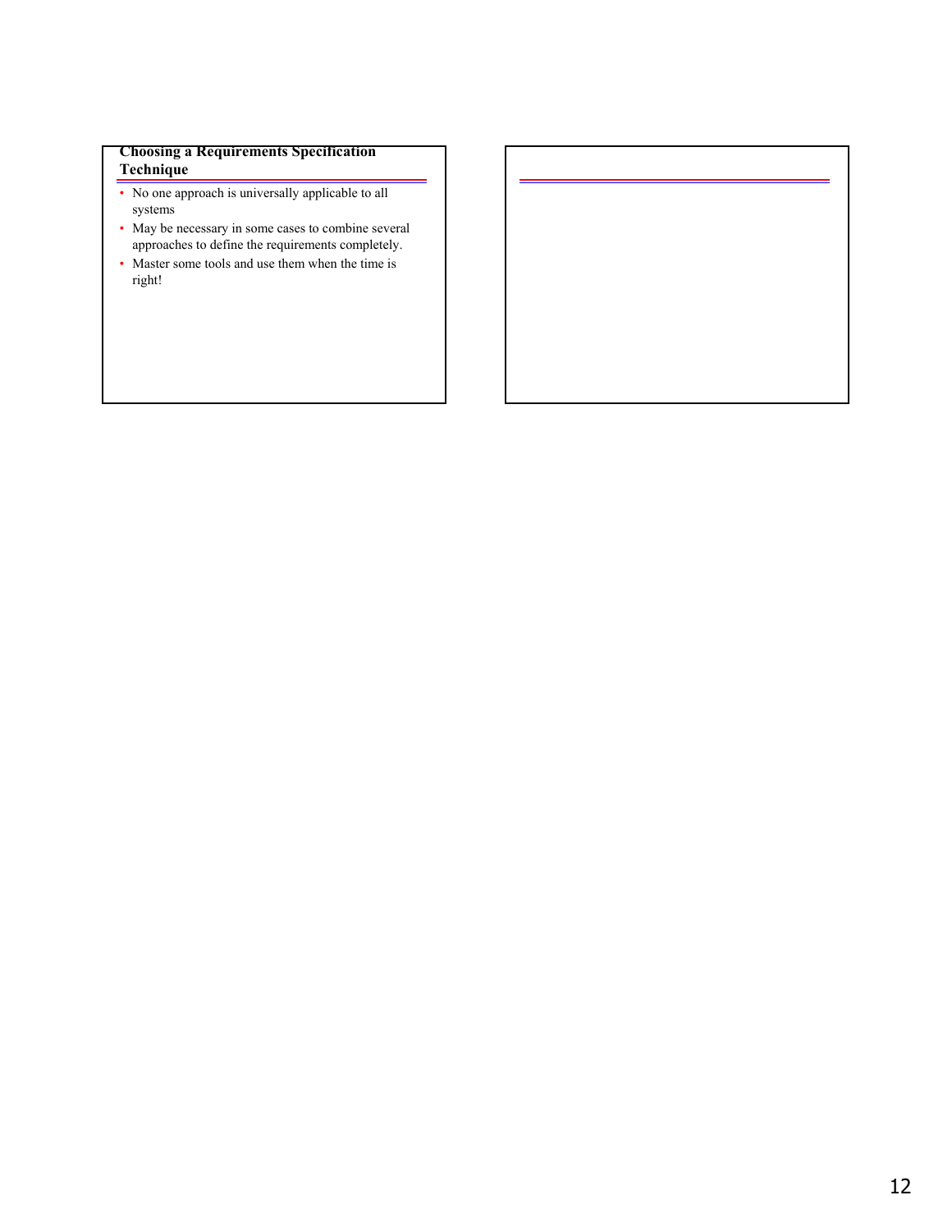## Choosing a Requirements Specification Technique

- No one approach is universally applicable to all systems
- May be necessary in some cases to combine several approaches to define the requirements completely.
- Master some tools and use them when the time is right!